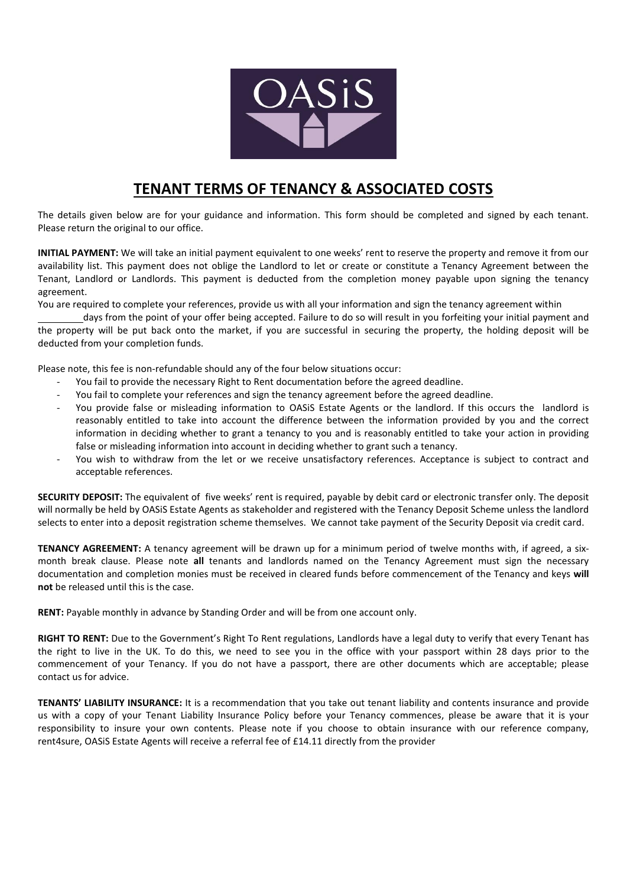OASiS

# TENANT TERMS OF TENANCY & ASSOCIATED COSTS

The details given below are for your guidance and information. This form should be completed and signed by each tenant. Please return the original to our office.

**INITIAL PAYMENT:** We will take an initial payment equivalent to one weeks' rent to reserve the property and remove it from our availability list. This payment does not oblige the Landlord to let or create or constitute a Tenancy Agreement between the Tenant, Landlord or Landlords. This payment is deducted from the completion money payable upon signing the tenancy agreement.

You are required to complete your references, provide us with all your information and sign the tenancy agreement within ________ days from the point of your offer being accepted. Failure to do so will result in you forfeiting your initial payment and the property will be put back onto the market, if you are successful in securing the property, the holding deposit will be deducted from your completion funds.

Please note, this fee is non-refundable should any of the four below situations occur:

- You fail to provide the necessary Right to Rent documentation before the agreed deadline.
- You fail to complete your references and sign the tenancy agreement before the agreed deadline.
- You provide false or misleading information to OASiS Estate Agents or the landlord. If this occurs the landlord is reasonably entitled to take into account the difference between the information provided by you and the correct information in deciding whether to grant a tenancy to you and is reasonably entitled to take your action in providing false or misleading information into account in deciding whether to grant such a tenancy.
- You wish to withdraw from the let or we receive unsatisfactory references. Acceptance is subject to contract and acceptable references.

**SECURITY DEPOSIT:** The equivalent of five weeks' rent is required, payable by debit card or electronic transfer only. The deposit will normally be held by OASiS Estate Agents as stakeholder and registered with the Tenancy Deposit Scheme unless the landlord selects to enter into a deposit registration scheme themselves. We cannot take payment of the Security Deposit via credit card.

**TENANCY AGREEMENT:** A tenancy agreement will be drawn up for a minimum period of twelve months with, if agreed, a six-month break clause. Please note **all** tenants and landlords named on the Tenancy Agreement must sign the necessary documentation and completion monies must be received in cleared funds before commencement of the Tenancy and keys **will not** be released until this is the case.

**RENT:** Payable monthly in advance by Standing Order and will be from one account only.

**RIGHT TO RENT:** Due to the Government's Right To Rent regulations, Landlords have a legal duty to verify that every Tenant has the right to live in the UK. To do this, we need to see you in the office with your passport within 28 days prior to the commencement of your Tenancy. If you do not have a passport, there are other documents which are acceptable; please contact us for advice.

**TENANTS' LIABILITY INSURANCE:** It is a recommendation that you take out tenant liability and contents insurance and provide us with a copy of your Tenant Liability Insurance Policy before your Tenancy commences, please be aware that it is your responsibility to insure your own contents. Please note if you choose to obtain insurance with our reference company, rent4sure, OASiS Estate Agents will receive a referral fee of £14.11 directly from the provider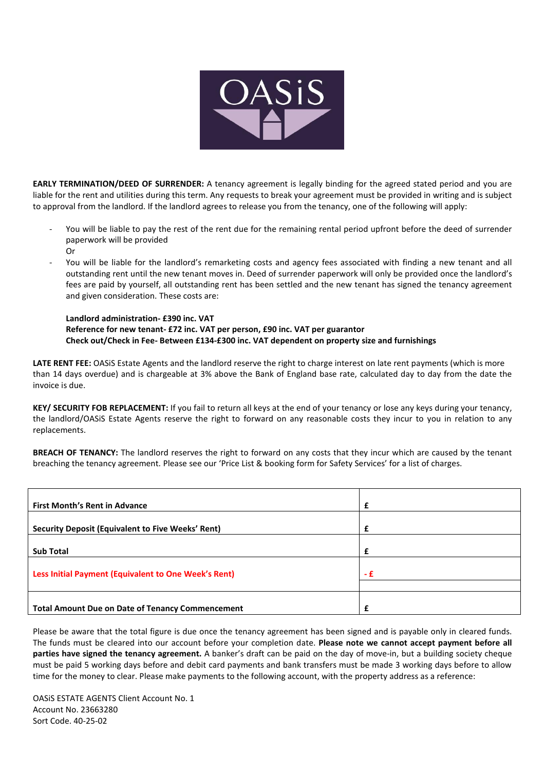**EARLY TERMINATION/DEED OF SURRENDER:** A tenancy agreement is legally binding for the agreed stated period and you are liable for the rent and utilities during this term. Any requests to break your agreement must be provided in writing and is subject to approval from the landlord. If the landlord agrees to release you from the tenancy, one of the following will apply:

- You will be liable to pay the rest of the rent due for the remaining rental period upfront before the deed of surrender paperwork will be provided
  Or
- You will be liable for the landlord's remarketing costs and agency fees associated with finding a new tenant and all outstanding rent until the new tenant moves in. Deed of surrender paperwork will only be provided once the landlord's fees are paid by yourself, all outstanding rent has been settled and the new tenant has signed the tenancy agreement and given consideration. These costs are:

  **Landlord administration- £390 inc. VAT**
  **Reference for new tenant- £72 inc. VAT per person, £90 inc. VAT per guarantor**
  **Check out/Check in Fee- Between £134-£300 inc. VAT dependent on property size and furnishings**

**LATE RENT FEE:** OASiS Estate Agents and the landlord reserve the right to charge interest on late rent payments (which is more than 14 days overdue) and is chargeable at 3% above the Bank of England base rate, calculated day to day from the date the invoice is due.

**KEY/ SECURITY FOB REPLACEMENT:** If you fail to return all keys at the end of your tenancy or lose any keys during your tenancy, the landlord/OASiS Estate Agents reserve the right to forward on any reasonable costs they incur to you in relation to any replacements.

**BREACH OF TENANCY:** The landlord reserves the right to forward on any costs that they incur which are caused by the tenant breaching the tenancy agreement. Please see our 'Price List & booking form for Safety Services' for a list of charges.

| | |
|---|---|
| **First Month's Rent in Advance** | **£** |
| **Security Deposit (Equivalent to Five Weeks' Rent)** | **£** |
| **Sub Total** | **£** |
| **Less Initial Payment (Equivalent to One Week's Rent)** | **- £** |
| **Total Amount Due on Date of Tenancy Commencement** | **£** |

Please be aware that the total figure is due once the tenancy agreement has been signed and is payable only in cleared funds. The funds must be cleared into our account before your completion date. **Please note we cannot accept payment before all parties have signed the tenancy agreement.** A banker's draft can be paid on the day of move-in, but a building society cheque must be paid 5 working days before and debit card payments and bank transfers must be made 3 working days before to allow time for the money to clear. Please make payments to the following account, with the property address as a reference:

OASiS ESTATE AGENTS Client Account No. 1
Account No. 23663280
Sort Code. 40-25-02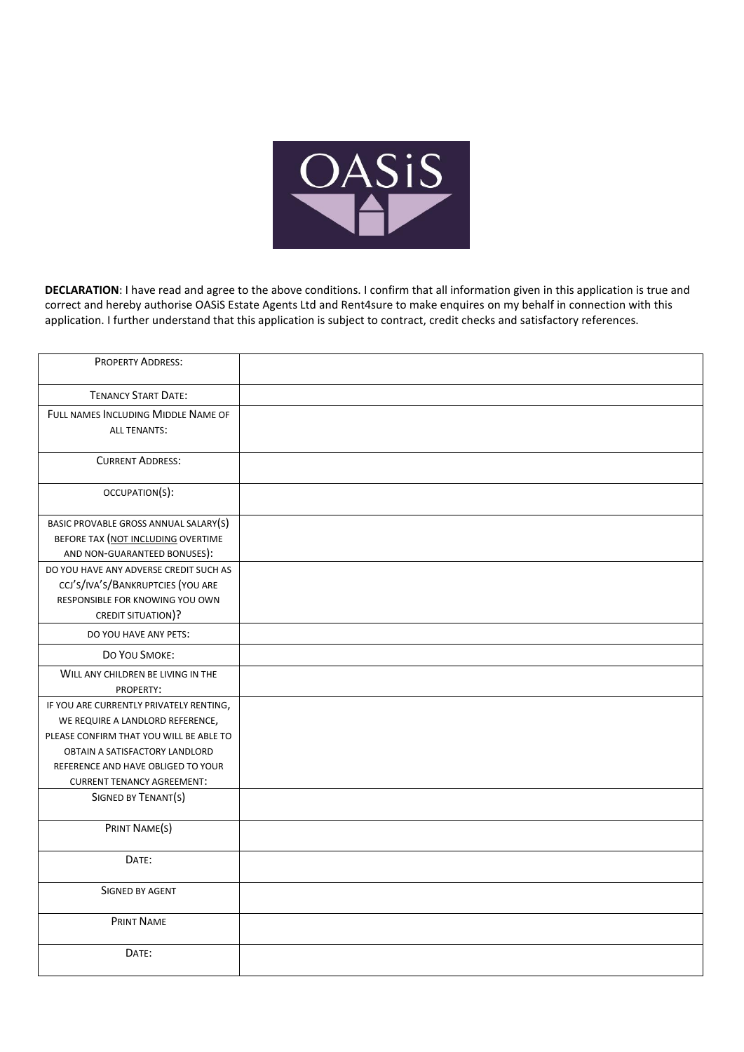**DECLARATION**: I have read and agree to the above conditions. I confirm that all information given in this application is true and correct and hereby authorise OASiS Estate Agents Ltd and Rent4sure to make enquires on my behalf in connection with this application. I further understand that this application is subject to contract, credit checks and satisfactory references.

| | |
|---|---|
| PROPERTY ADDRESS: | |
| TENANCY START DATE: | |
| FULL NAMES INCLUDING MIDDLE NAME OF ALL TENANTS: | |
| CURRENT ADDRESS: | |
| OCCUPATION(S): | |
| BASIC PROVABLE GROSS ANNUAL SALARY(S) BEFORE TAX (NOT INCLUDING OVERTIME AND NON-GUARANTEED BONUSES): | |
| DO YOU HAVE ANY ADVERSE CREDIT SUCH AS CCJ'S/IVA'S/BANKRUPTCIES (YOU ARE RESPONSIBLE FOR KNOWING YOU OWN CREDIT SITUATION)? | |
| DO YOU HAVE ANY PETS: | |
| DO YOU SMOKE: | |
| WILL ANY CHILDREN BE LIVING IN THE PROPERTY: | |
| IF YOU ARE CURRENTLY PRIVATELY RENTING, WE REQUIRE A LANDLORD REFERENCE, PLEASE CONFIRM THAT YOU WILL BE ABLE TO OBTAIN A SATISFACTORY LANDLORD REFERENCE AND HAVE OBLIGED TO YOUR CURRENT TENANCY AGREEMENT: | |
| SIGNED BY TENANT(S) | |
| PRINT NAME(S) | |
| DATE: | |
| SIGNED BY AGENT | |
| PRINT NAME | |
| DATE: | |